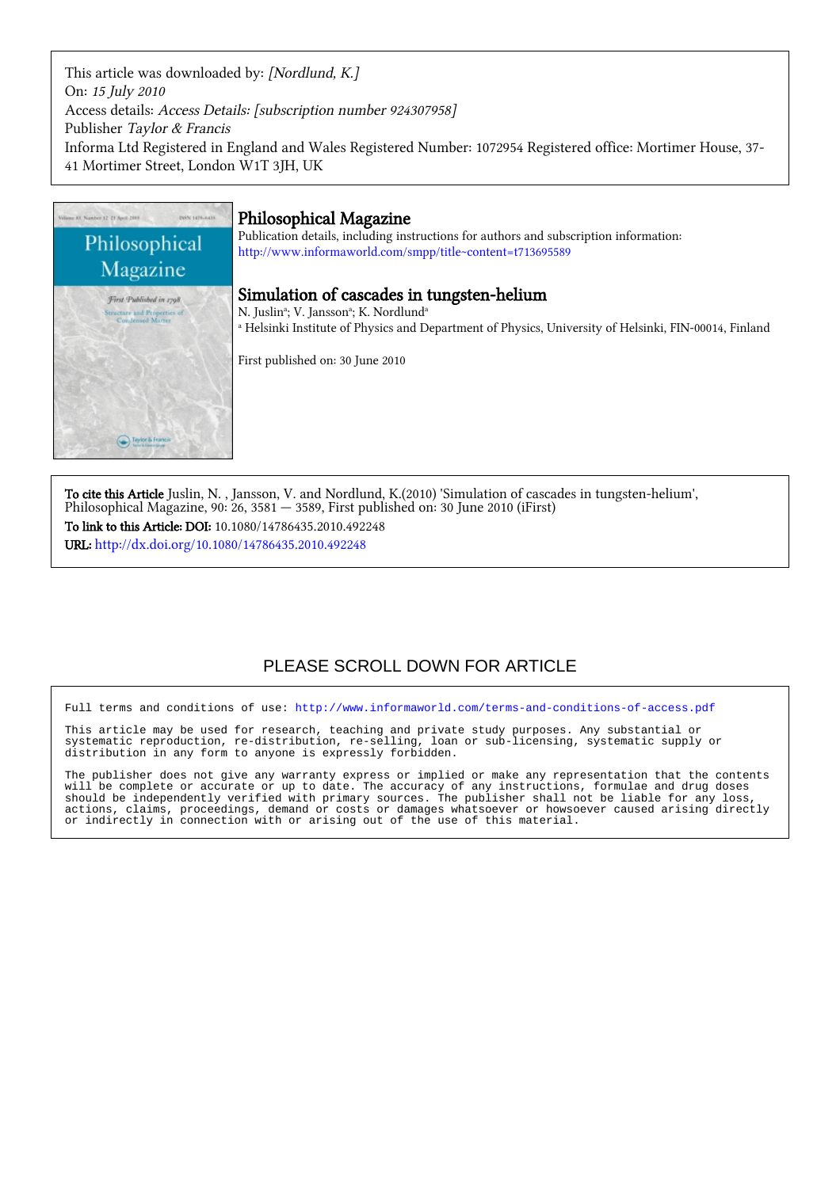This article was downloaded by: *[Nordlund, K.]*
On: *15 July 2010*
Access details: *Access Details: [subscription number 924307958]*
Publisher *Taylor & Francis*
Informa Ltd Registered in England and Wales Registered Number: 1072954 Registered office: Mortimer House, 37-41 Mortimer Street, London W1T 3JH, UK

# Philosophical Magazine

Publication details, including instructions for authors and subscription information:
http://www.informaworld.com/smpp/title~content=t713695589

## Simulation of cascades in tungsten-helium

N. Juslin[a]; V. Jansson[a]; K. Nordlund[a]

[a] Helsinki Institute of Physics and Department of Physics, University of Helsinki, FIN-00014, Finland

First published on: 30 June 2010

**To cite this Article** Juslin, N. , Jansson, V. and Nordlund, K.(2010) 'Simulation of cascades in tungsten-helium', Philosophical Magazine, 90: 26, 3581 — 3589, First published on: 30 June 2010 (iFirst)

**To link to this Article: DOI:** 10.1080/14786435.2010.492248

**URL:** http://dx.doi.org/10.1080/14786435.2010.492248

PLEASE SCROLL DOWN FOR ARTICLE

Full terms and conditions of use: http://www.informaworld.com/terms-and-conditions-of-access.pdf

This article may be used for research, teaching and private study purposes. Any substantial or systematic reproduction, re-distribution, re-selling, loan or sub-licensing, systematic supply or distribution in any form to anyone is expressly forbidden.

The publisher does not give any warranty express or implied or make any representation that the contents will be complete or accurate or up to date. The accuracy of any instructions, formulae and drug doses should be independently verified with primary sources. The publisher shall not be liable for any loss, actions, claims, proceedings, demand or costs or damages whatsoever or howsoever caused arising directly or indirectly in connection with or arising out of the use of this material.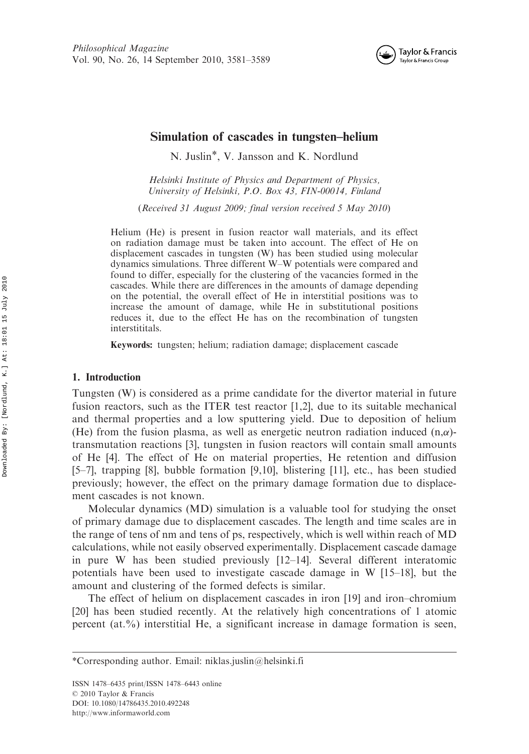# Simulation of cascades in tungsten–helium

N. Juslin*, V. Jansson and K. Nordlund

*Helsinki Institute of Physics and Department of Physics, University of Helsinki, P.O. Box 43, FIN-00014, Finland*

(*Received 31 August 2009; final version received 5 May 2010*)

Helium (He) is present in fusion reactor wall materials, and its effect on radiation damage must be taken into account. The effect of He on displacement cascades in tungsten (W) has been studied using molecular dynamics simulations. Three different W–W potentials were compared and found to differ, especially for the clustering of the vacancies formed in the cascades. While there are differences in the amounts of damage depending on the potential, the overall effect of He in interstitial positions was to increase the amount of damage, while He in substitutional positions reduces it, due to the effect He has on the recombination of tungsten interstititals.

**Keywords:** tungsten; helium; radiation damage; displacement cascade

## 1. Introduction

Tungsten (W) is considered as a prime candidate for the divertor material in future fusion reactors, such as the ITER test reactor [1,2], due to its suitable mechanical and thermal properties and a low sputtering yield. Due to deposition of helium (He) from the fusion plasma, as well as energetic neutron radiation induced (n,$\alpha$)-transmutation reactions [3], tungsten in fusion reactors will contain small amounts of He [4]. The effect of He on material properties, He retention and diffusion [5–7], trapping [8], bubble formation [9,10], blistering [11], etc., has been studied previously; however, the effect on the primary damage formation due to displacement cascades is not known.

Molecular dynamics (MD) simulation is a valuable tool for studying the onset of primary damage due to displacement cascades. The length and time scales are in the range of tens of nm and tens of ps, respectively, which is well within reach of MD calculations, while not easily observed experimentally. Displacement cascade damage in pure W has been studied previously [12–14]. Several different interatomic potentials have been used to investigate cascade damage in W [15–18], but the amount and clustering of the formed defects is similar.

The effect of helium on displacement cascades in iron [19] and iron–chromium [20] has been studied recently. At the relatively high concentrations of 1 atomic percent (at.%) interstitial He, a significant increase in damage formation is seen,

*Corresponding author. Email: niklas.juslin@helsinki.fi

ISSN 1478–6435 print/ISSN 1478–6443 online
© 2010 Taylor & Francis
DOI: 10.1080/14786435.2010.492248
http://www.informaworld.com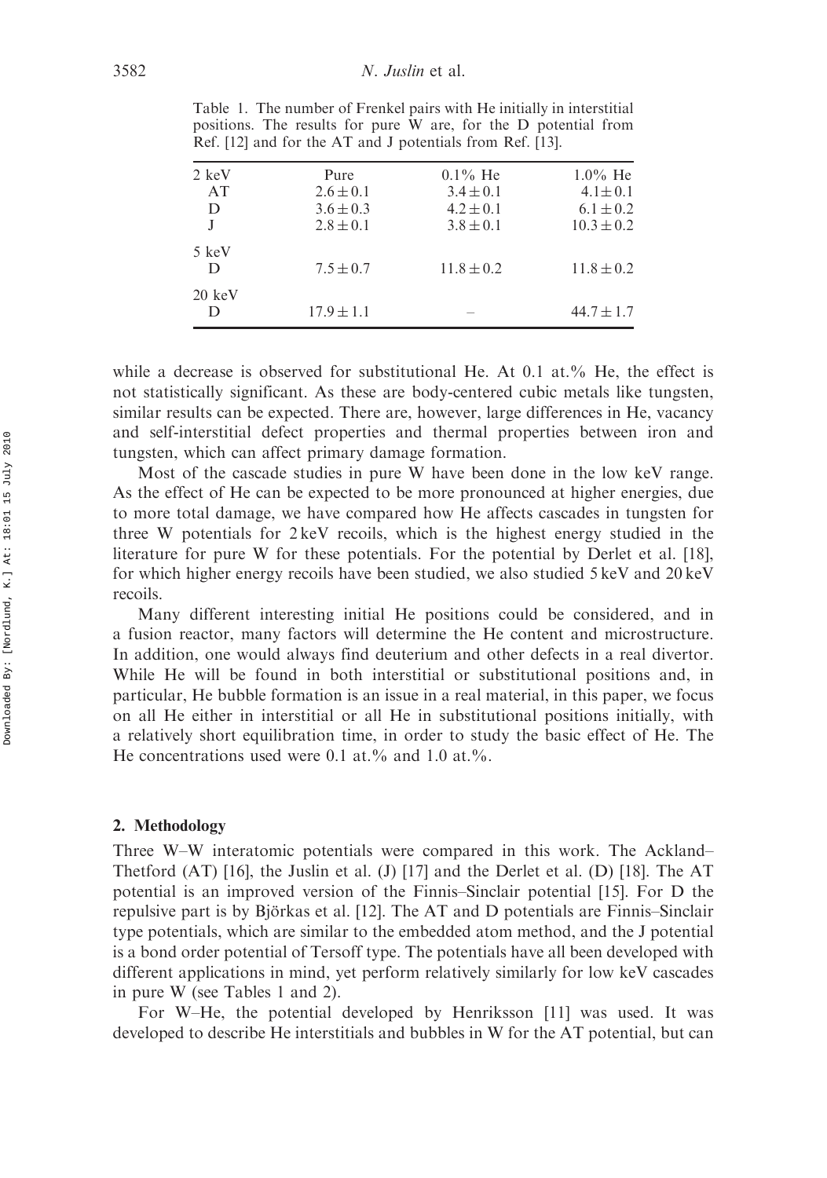Table 1. The number of Frenkel pairs with He initially in interstitial positions. The results for pure W are, for the D potential from Ref. [12] and for the AT and J potentials from Ref. [13].

| 2 keV | Pure | 0.1% He | 1.0% He |
|---|---|---|---|
| AT | $2.6 \pm 0.1$ | $3.4 \pm 0.1$ | $4.1 \pm 0.1$ |
| D | $3.6 \pm 0.3$ | $4.2 \pm 0.1$ | $6.1 \pm 0.2$ |
| J | $2.8 \pm 0.1$ | $3.8 \pm 0.1$ | $10.3 \pm 0.2$ |
| 5 keV | | | |
| D | $7.5 \pm 0.7$ | $11.8 \pm 0.2$ | $11.8 \pm 0.2$ |
| 20 keV | | | |
| D | $17.9 \pm 1.1$ | – | $44.7 \pm 1.7$ |

while a decrease is observed for substitutional He. At 0.1 at.% He, the effect is not statistically significant. As these are body-centered cubic metals like tungsten, similar results can be expected. There are, however, large differences in He, vacancy and self-interstitial defect properties and thermal properties between iron and tungsten, which can affect primary damage formation.

Most of the cascade studies in pure W have been done in the low keV range. As the effect of He can be expected to be more pronounced at higher energies, due to more total damage, we have compared how He affects cascades in tungsten for three W potentials for 2 keV recoils, which is the highest energy studied in the literature for pure W for these potentials. For the potential by Derlet et al. [18], for which higher energy recoils have been studied, we also studied 5 keV and 20 keV recoils.

Many different interesting initial He positions could be considered, and in a fusion reactor, many factors will determine the He content and microstructure. In addition, one would always find deuterium and other defects in a real divertor. While He will be found in both interstitial or substitutional positions and, in particular, He bubble formation is an issue in a real material, in this paper, we focus on all He either in interstitial or all He in substitutional positions initially, with a relatively short equilibration time, in order to study the basic effect of He. The He concentrations used were 0.1 at.% and 1.0 at.%.

## 2. Methodology

Three W–W interatomic potentials were compared in this work. The Ackland–Thetford (AT) [16], the Juslin et al. (J) [17] and the Derlet et al. (D) [18]. The AT potential is an improved version of the Finnis–Sinclair potential [15]. For D the repulsive part is by Björkas et al. [12]. The AT and D potentials are Finnis–Sinclair type potentials, which are similar to the embedded atom method, and the J potential is a bond order potential of Tersoff type. The potentials have all been developed with different applications in mind, yet perform relatively similarly for low keV cascades in pure W (see Tables 1 and 2).

For W–He, the potential developed by Henriksson [11] was used. It was developed to describe He interstitials and bubbles in W for the AT potential, but can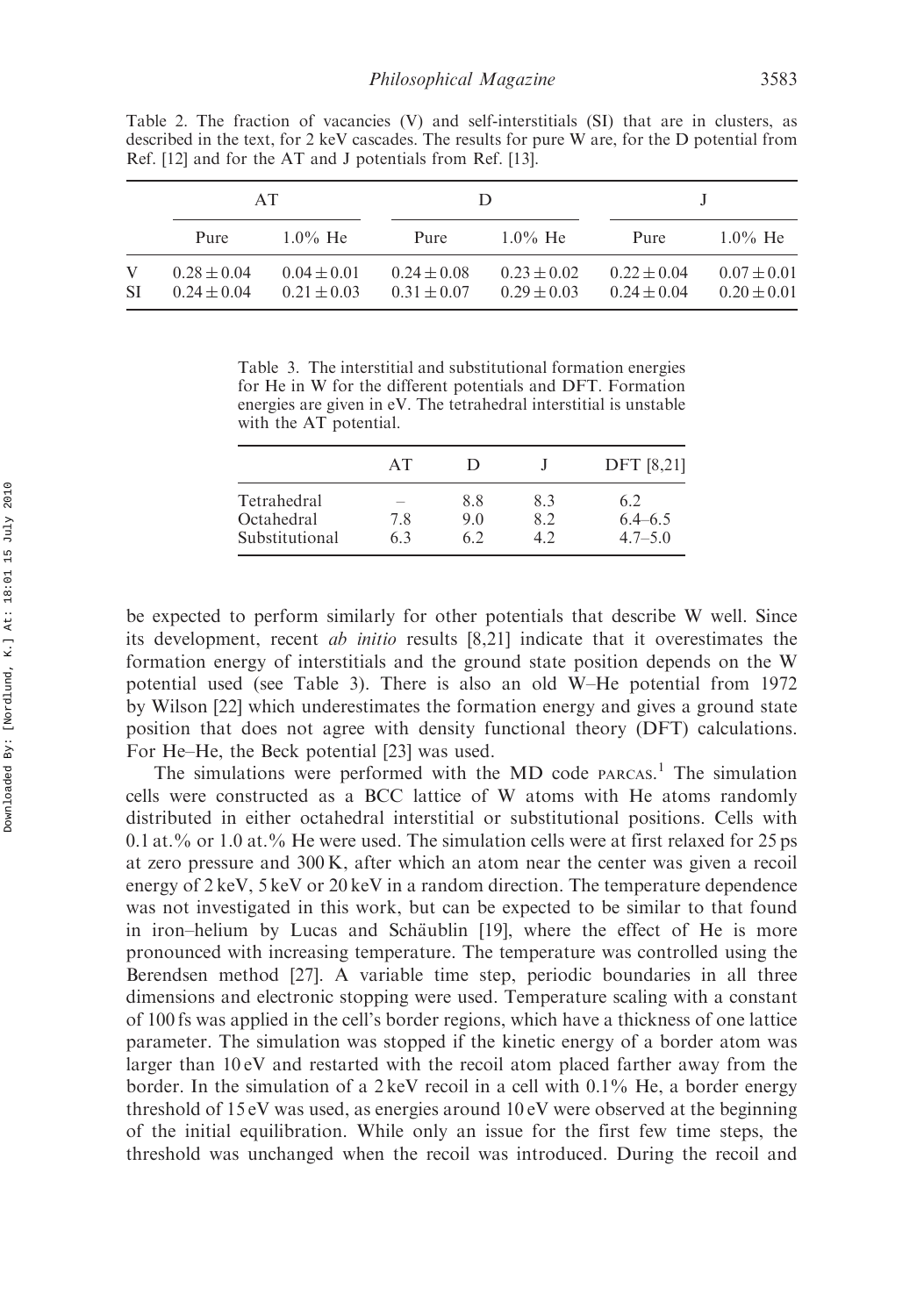Table 2. The fraction of vacancies (V) and self-interstitials (SI) that are in clusters, as described in the text, for 2 keV cascades. The results for pure W are, for the D potential from Ref. [12] and for the AT and J potentials from Ref. [13].

| | AT | | D | | J | |
|---|---|---|---|---|---|---|
| | Pure | 1.0% He | Pure | 1.0% He | Pure | 1.0% He |
| V | $0.28 \pm 0.04$ | $0.04 \pm 0.01$ | $0.24 \pm 0.08$ | $0.23 \pm 0.02$ | $0.22 \pm 0.04$ | $0.07 \pm 0.01$ |
| SI | $0.24 \pm 0.04$ | $0.21 \pm 0.03$ | $0.31 \pm 0.07$ | $0.29 \pm 0.03$ | $0.24 \pm 0.04$ | $0.20 \pm 0.01$ |

Table 3. The interstitial and substitutional formation energies for He in W for the different potentials and DFT. Formation energies are given in eV. The tetrahedral interstitial is unstable with the AT potential.

| | AT | D | J | DFT [8,21] |
|---|---|---|---|---|
| Tetrahedral | – | 8.8 | 8.3 | 6.2 |
| Octahedral | 7.8 | 9.0 | 8.2 | 6.4–6.5 |
| Substitutional | 6.3 | 6.2 | 4.2 | 4.7–5.0 |

be expected to perform similarly for other potentials that describe W well. Since its development, recent *ab initio* results [8,21] indicate that it overestimates the formation energy of interstitials and the ground state position depends on the W potential used (see Table 3). There is also an old W–He potential from 1972 by Wilson [22] which underestimates the formation energy and gives a ground state position that does not agree with density functional theory (DFT) calculations. For He–He, the Beck potential [23] was used.

The simulations were performed with the MD code PARCAS.[1] The simulation cells were constructed as a BCC lattice of W atoms with He atoms randomly distributed in either octahedral interstitial or substitutional positions. Cells with 0.1 at.% or 1.0 at.% He were used. The simulation cells were at first relaxed for 25 ps at zero pressure and 300 K, after which an atom near the center was given a recoil energy of 2 keV, 5 keV or 20 keV in a random direction. The temperature dependence was not investigated in this work, but can be expected to be similar to that found in iron–helium by Lucas and Schäublin [19], where the effect of He is more pronounced with increasing temperature. The temperature was controlled using the Berendsen method [27]. A variable time step, periodic boundaries in all three dimensions and electronic stopping were used. Temperature scaling with a constant of 100 fs was applied in the cell's border regions, which have a thickness of one lattice parameter. The simulation was stopped if the kinetic energy of a border atom was larger than 10 eV and restarted with the recoil atom placed farther away from the border. In the simulation of a 2 keV recoil in a cell with 0.1% He, a border energy threshold of 15 eV was used, as energies around 10 eV were observed at the beginning of the initial equilibration. While only an issue for the first few time steps, the threshold was unchanged when the recoil was introduced. During the recoil and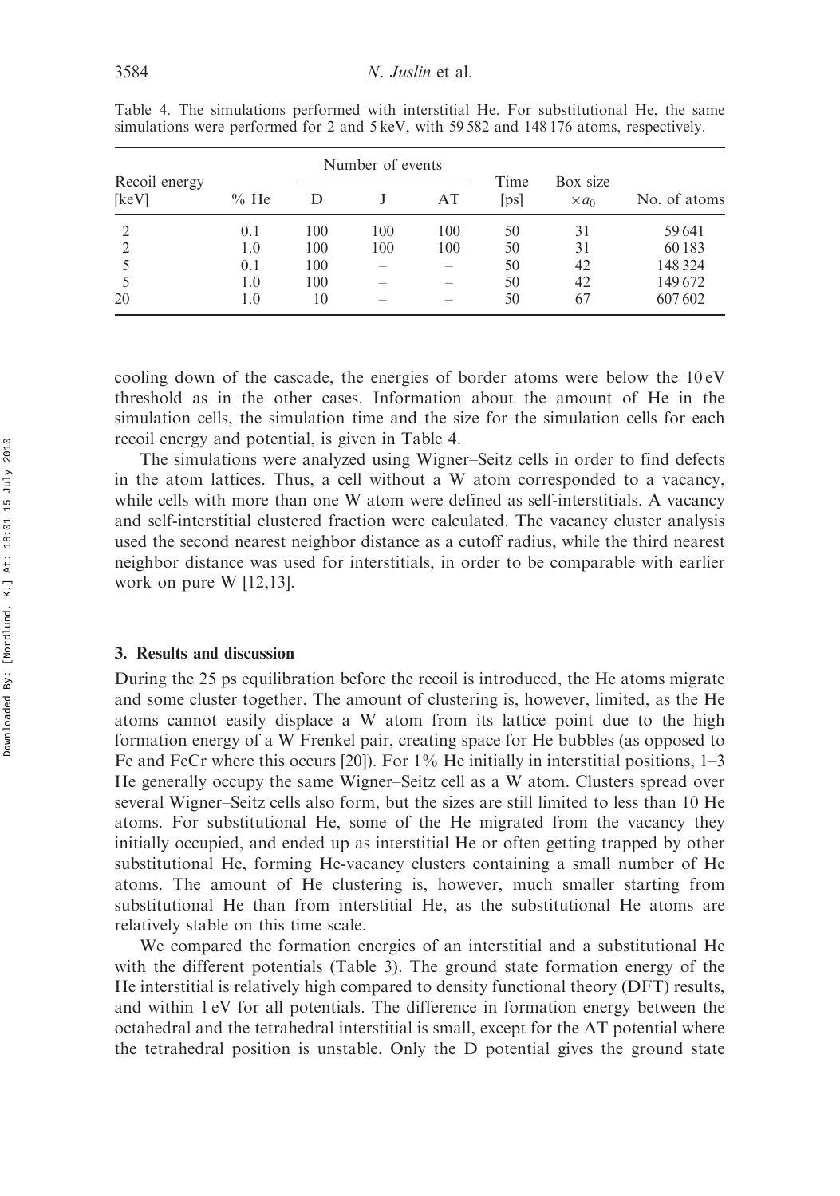Table 4. The simulations performed with interstitial He. For substitutional He, the same simulations were performed for 2 and 5 keV, with 59 582 and 148 176 atoms, respectively.

| Recoil energy [keV] | % He | Number of events | | | Time [ps] | Box size $\times a_0$ | No. of atoms |
|---|---|---|---|---|---|---|---|
| | | D | J | AT | | | |
| 2 | 0.1 | 100 | 100 | 100 | 50 | 31 | 59 641 |
| 2 | 1.0 | 100 | 100 | 100 | 50 | 31 | 60 183 |
| 5 | 0.1 | 100 | – | – | 50 | 42 | 148 324 |
| 5 | 1.0 | 100 | – | – | 50 | 42 | 149 672 |
| 20 | 1.0 | 10 | – | – | 50 | 67 | 607 602 |

cooling down of the cascade, the energies of border atoms were below the 10 eV threshold as in the other cases. Information about the amount of He in the simulation cells, the simulation time and the size for the simulation cells for each recoil energy and potential, is given in Table 4.

The simulations were analyzed using Wigner–Seitz cells in order to find defects in the atom lattices. Thus, a cell without a W atom corresponded to a vacancy, while cells with more than one W atom were defined as self-interstitials. A vacancy and self-interstitial clustered fraction were calculated. The vacancy cluster analysis used the second nearest neighbor distance as a cutoff radius, while the third nearest neighbor distance was used for interstitials, in order to be comparable with earlier work on pure W [12,13].

## 3. Results and discussion

During the 25 ps equilibration before the recoil is introduced, the He atoms migrate and some cluster together. The amount of clustering is, however, limited, as the He atoms cannot easily displace a W atom from its lattice point due to the high formation energy of a W Frenkel pair, creating space for He bubbles (as opposed to Fe and FeCr where this occurs [20]). For 1% He initially in interstitial positions, 1–3 He generally occupy the same Wigner–Seitz cell as a W atom. Clusters spread over several Wigner–Seitz cells also form, but the sizes are still limited to less than 10 He atoms. For substitutional He, some of the He migrated from the vacancy they initially occupied, and ended up as interstitial He or often getting trapped by other substitutional He, forming He-vacancy clusters containing a small number of He atoms. The amount of He clustering is, however, much smaller starting from substitutional He than from interstitial He, as the substitutional He atoms are relatively stable on this time scale.

We compared the formation energies of an interstitial and a substitutional He with the different potentials (Table 3). The ground state formation energy of the He interstitial is relatively high compared to density functional theory (DFT) results, and within 1 eV for all potentials. The difference in formation energy between the octahedral and the tetrahedral interstitial is small, except for the AT potential where the tetrahedral position is unstable. Only the D potential gives the ground state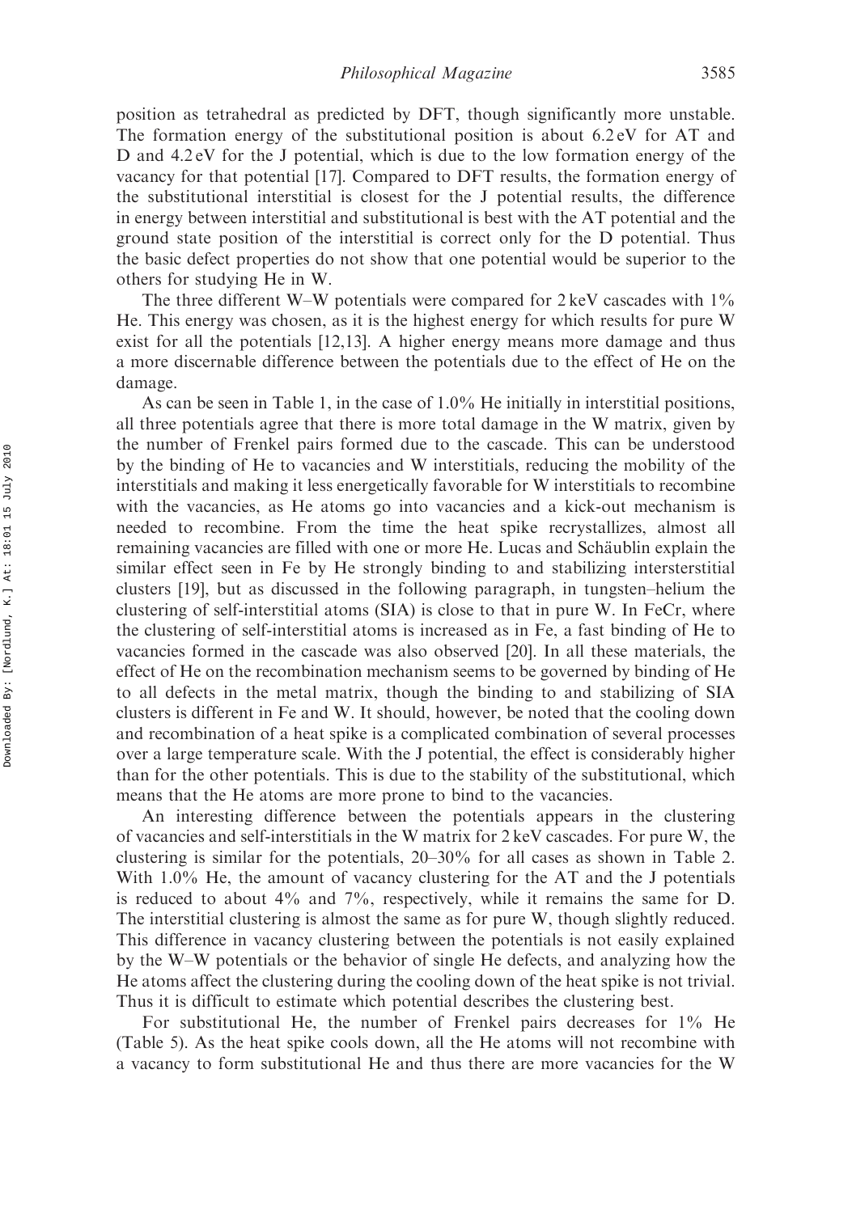position as tetrahedral as predicted by DFT, though significantly more unstable. The formation energy of the substitutional position is about 6.2 eV for AT and D and 4.2 eV for the J potential, which is due to the low formation energy of the vacancy for that potential [17]. Compared to DFT results, the formation energy of the substitutional interstitial is closest for the J potential results, the difference in energy between interstitial and substitutional is best with the AT potential and the ground state position of the interstitial is correct only for the D potential. Thus the basic defect properties do not show that one potential would be superior to the others for studying He in W.

The three different W–W potentials were compared for 2 keV cascades with 1% He. This energy was chosen, as it is the highest energy for which results for pure W exist for all the potentials [12,13]. A higher energy means more damage and thus a more discernable difference between the potentials due to the effect of He on the damage.

As can be seen in Table 1, in the case of 1.0% He initially in interstitial positions, all three potentials agree that there is more total damage in the W matrix, given by the number of Frenkel pairs formed due to the cascade. This can be understood by the binding of He to vacancies and W interstitials, reducing the mobility of the interstitials and making it less energetically favorable for W interstitials to recombine with the vacancies, as He atoms go into vacancies and a kick-out mechanism is needed to recombine. From the time the heat spike recrystallizes, almost all remaining vacancies are filled with one or more He. Lucas and Schäublin explain the similar effect seen in Fe by He strongly binding to and stabilizing intersterstitial clusters [19], but as discussed in the following paragraph, in tungsten–helium the clustering of self-interstitial atoms (SIA) is close to that in pure W. In FeCr, where the clustering of self-interstitial atoms is increased as in Fe, a fast binding of He to vacancies formed in the cascade was also observed [20]. In all these materials, the effect of He on the recombination mechanism seems to be governed by binding of He to all defects in the metal matrix, though the binding to and stabilizing of SIA clusters is different in Fe and W. It should, however, be noted that the cooling down and recombination of a heat spike is a complicated combination of several processes over a large temperature scale. With the J potential, the effect is considerably higher than for the other potentials. This is due to the stability of the substitutional, which means that the He atoms are more prone to bind to the vacancies.

An interesting difference between the potentials appears in the clustering of vacancies and self-interstitials in the W matrix for 2 keV cascades. For pure W, the clustering is similar for the potentials, 20–30% for all cases as shown in Table 2. With 1.0% He, the amount of vacancy clustering for the AT and the J potentials is reduced to about 4% and 7%, respectively, while it remains the same for D. The interstitial clustering is almost the same as for pure W, though slightly reduced. This difference in vacancy clustering between the potentials is not easily explained by the W–W potentials or the behavior of single He defects, and analyzing how the He atoms affect the clustering during the cooling down of the heat spike is not trivial. Thus it is difficult to estimate which potential describes the clustering best.

For substitutional He, the number of Frenkel pairs decreases for 1% He (Table 5). As the heat spike cools down, all the He atoms will not recombine with a vacancy to form substitutional He and thus there are more vacancies for the W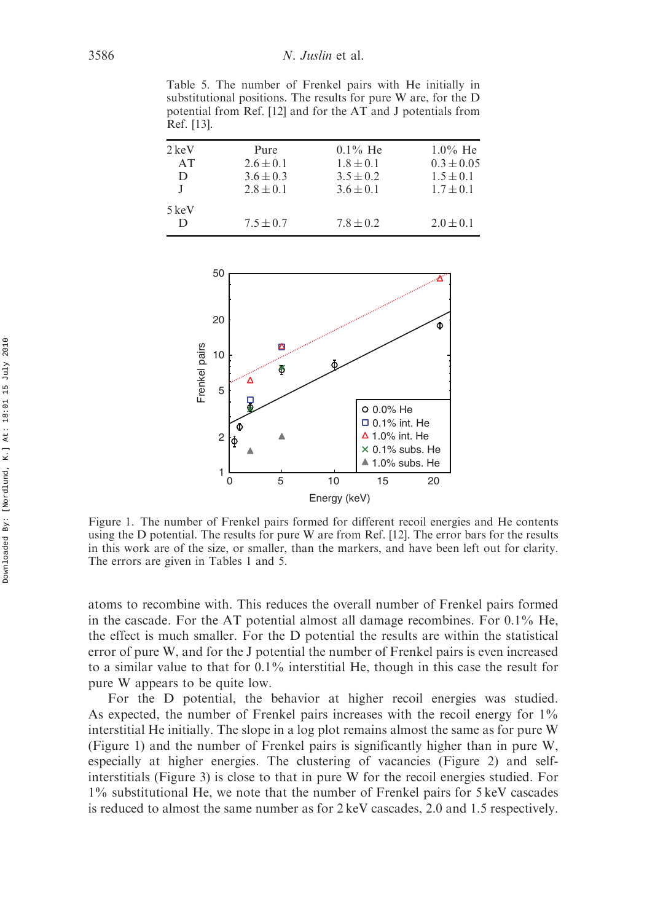Table 5. The number of Frenkel pairs with He initially in substitutional positions. The results for pure W are, for the D potential from Ref. [12] and for the AT and J potentials from Ref. [13].

| 2 keV | Pure | 0.1% He | 1.0% He |
|---|---|---|---|
| AT | $2.6 \pm 0.1$ | $1.8 \pm 0.1$ | $0.3 \pm 0.05$ |
| D | $3.6 \pm 0.3$ | $3.5 \pm 0.2$ | $1.5 \pm 0.1$ |
| J | $2.8 \pm 0.1$ | $3.6 \pm 0.1$ | $1.7 \pm 0.1$ |
| 5 keV | | | |
| D | $7.5 \pm 0.7$ | $7.8 \pm 0.2$ | $2.0 \pm 0.1$ |

Figure 1. The number of Frenkel pairs formed for different recoil energies and He contents using the D potential. The results for pure W are from Ref. [12]. The error bars for the results in this work are of the size, or smaller, than the markers, and have been left out for clarity. The errors are given in Tables 1 and 5.

atoms to recombine with. This reduces the overall number of Frenkel pairs formed in the cascade. For the AT potential almost all damage recombines. For 0.1% He, the effect is much smaller. For the D potential the results are within the statistical error of pure W, and for the J potential the number of Frenkel pairs is even increased to a similar value to that for 0.1% interstitial He, though in this case the result for pure W appears to be quite low.

For the D potential, the behavior at higher recoil energies was studied. As expected, the number of Frenkel pairs increases with the recoil energy for 1% interstitial He initially. The slope in a log plot remains almost the same as for pure W (Figure 1) and the number of Frenkel pairs is significantly higher than in pure W, especially at higher energies. The clustering of vacancies (Figure 2) and self-interstitials (Figure 3) is close to that in pure W for the recoil energies studied. For 1% substitutional He, we note that the number of Frenkel pairs for 5 keV cascades is reduced to almost the same number as for 2 keV cascades, 2.0 and 1.5 respectively.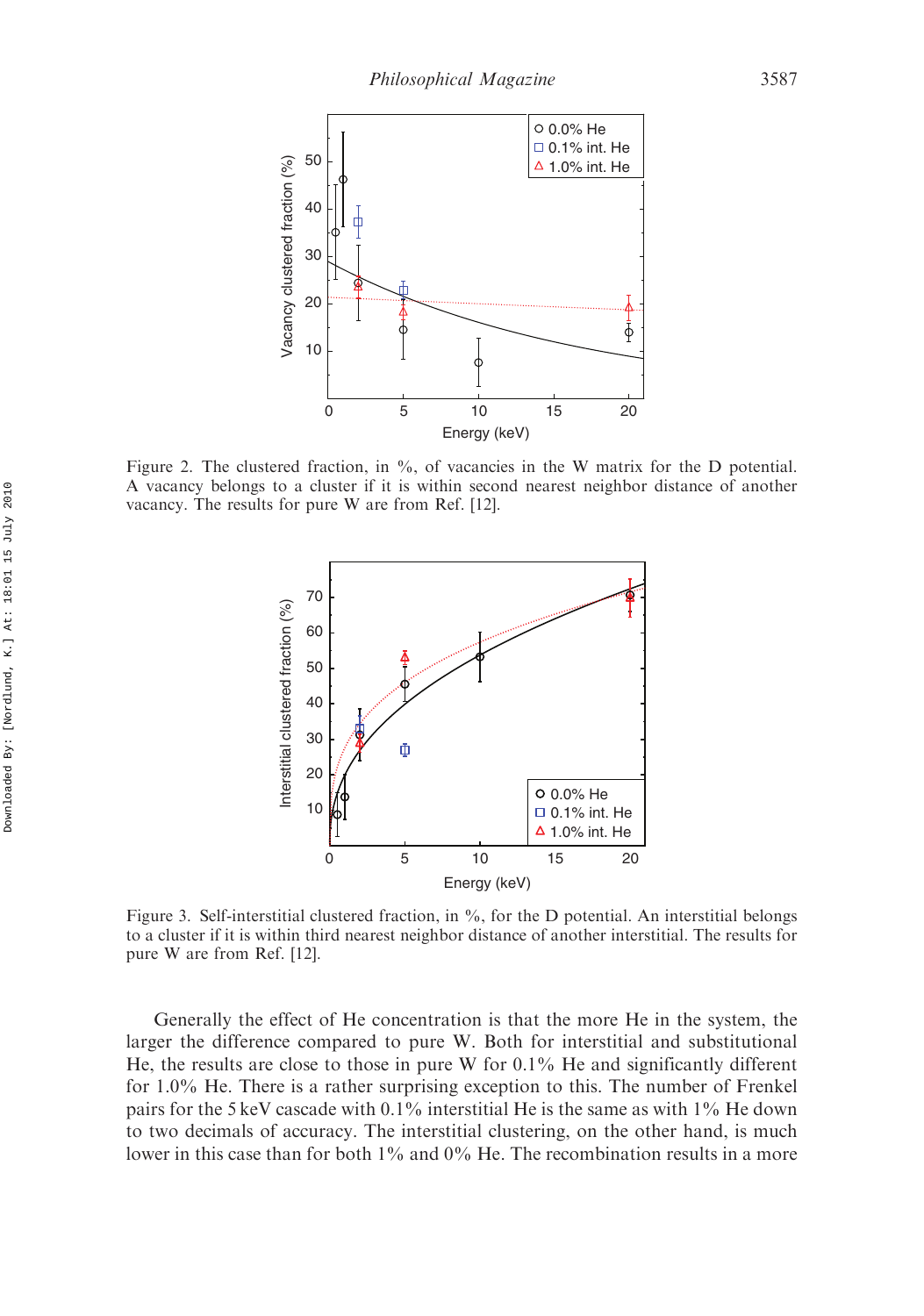Figure 2. The clustered fraction, in %, of vacancies in the W matrix for the D potential. A vacancy belongs to a cluster if it is within second nearest neighbor distance of another vacancy. The results for pure W are from Ref. [12].

Figure 3. Self-interstitial clustered fraction, in %, for the D potential. An interstitial belongs to a cluster if it is within third nearest neighbor distance of another interstitial. The results for pure W are from Ref. [12].

Generally the effect of He concentration is that the more He in the system, the larger the difference compared to pure W. Both for interstitial and substitutional He, the results are close to those in pure W for 0.1% He and significantly different for 1.0% He. There is a rather surprising exception to this. The number of Frenkel pairs for the 5 keV cascade with 0.1% interstitial He is the same as with 1% He down to two decimals of accuracy. The interstitial clustering, on the other hand, is much lower in this case than for both 1% and 0% He. The recombination results in a more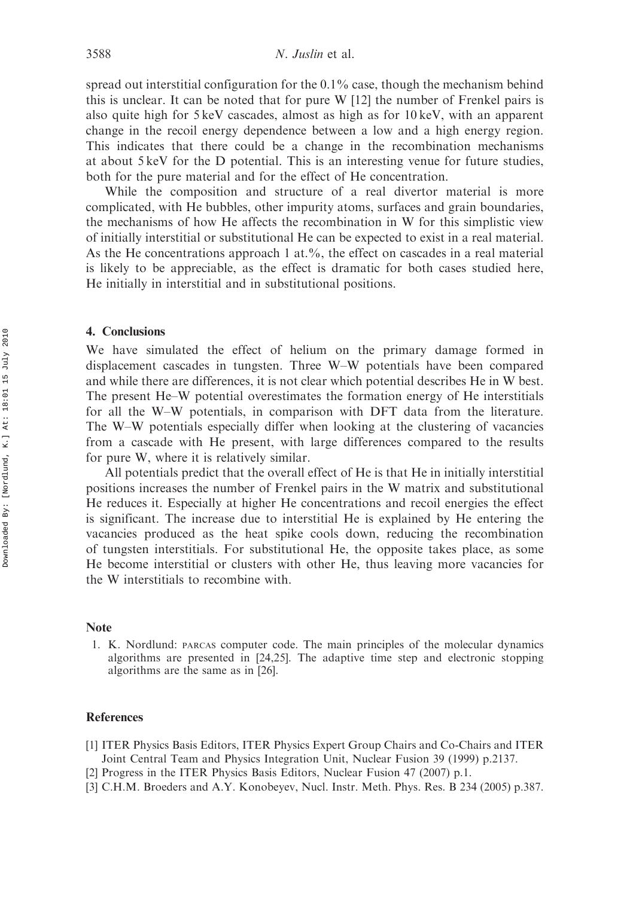spread out interstitial configuration for the 0.1% case, though the mechanism behind this is unclear. It can be noted that for pure W [12] the number of Frenkel pairs is also quite high for 5 keV cascades, almost as high as for 10 keV, with an apparent change in the recoil energy dependence between a low and a high energy region. This indicates that there could be a change in the recombination mechanisms at about 5 keV for the D potential. This is an interesting venue for future studies, both for the pure material and for the effect of He concentration.

While the composition and structure of a real divertor material is more complicated, with He bubbles, other impurity atoms, surfaces and grain boundaries, the mechanisms of how He affects the recombination in W for this simplistic view of initially interstitial or substitutional He can be expected to exist in a real material. As the He concentrations approach 1 at.%, the effect on cascades in a real material is likely to be appreciable, as the effect is dramatic for both cases studied here, He initially in interstitial and in substitutional positions.

## 4. Conclusions

We have simulated the effect of helium on the primary damage formed in displacement cascades in tungsten. Three W–W potentials have been compared and while there are differences, it is not clear which potential describes He in W best. The present He–W potential overestimates the formation energy of He interstitials for all the W–W potentials, in comparison with DFT data from the literature. The W–W potentials especially differ when looking at the clustering of vacancies from a cascade with He present, with large differences compared to the results for pure W, where it is relatively similar.

All potentials predict that the overall effect of He is that He in initially interstitial positions increases the number of Frenkel pairs in the W matrix and substitutional He reduces it. Especially at higher He concentrations and recoil energies the effect is significant. The increase due to interstitial He is explained by He entering the vacancies produced as the heat spike cools down, reducing the recombination of tungsten interstitials. For substitutional He, the opposite takes place, as some He become interstitial or clusters with other He, thus leaving more vacancies for the W interstitials to recombine with.

## Note

1. K. Nordlund: PARCAS computer code. The main principles of the molecular dynamics algorithms are presented in [24,25]. The adaptive time step and electronic stopping algorithms are the same as in [26].

## References

[1] ITER Physics Basis Editors, ITER Physics Expert Group Chairs and Co-Chairs and ITER Joint Central Team and Physics Integration Unit, Nuclear Fusion 39 (1999) p.2137.
[2] Progress in the ITER Physics Basis Editors, Nuclear Fusion 47 (2007) p.1.
[3] C.H.M. Broeders and A.Y. Konobeyev, Nucl. Instr. Meth. Phys. Res. B 234 (2005) p.387.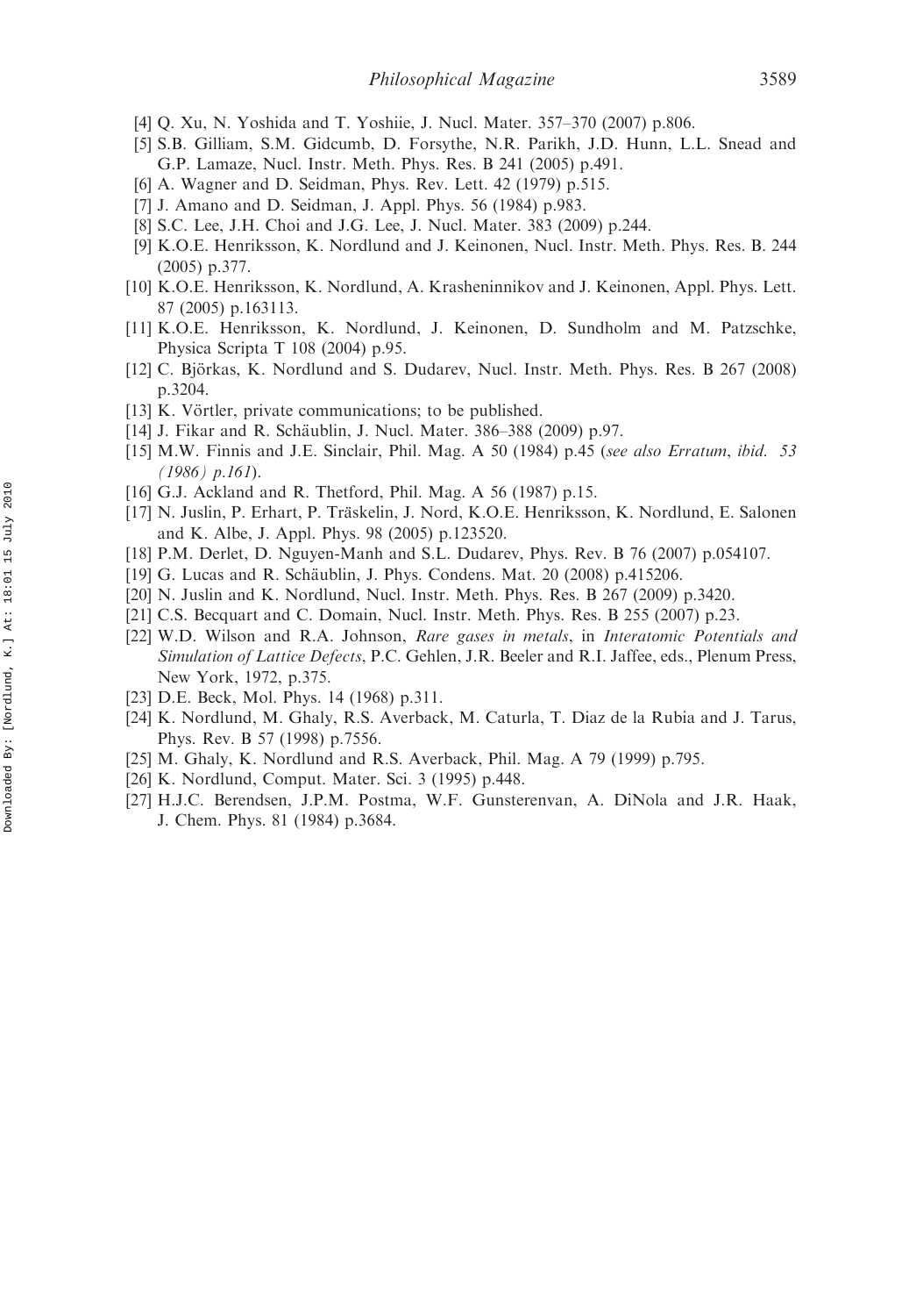[4] Q. Xu, N. Yoshida and T. Yoshiie, J. Nucl. Mater. 357–370 (2007) p.806.

[5] S.B. Gilliam, S.M. Gidcumb, D. Forsythe, N.R. Parikh, J.D. Hunn, L.L. Snead and G.P. Lamaze, Nucl. Instr. Meth. Phys. Res. B 241 (2005) p.491.

[6] A. Wagner and D. Seidman, Phys. Rev. Lett. 42 (1979) p.515.

[7] J. Amano and D. Seidman, J. Appl. Phys. 56 (1984) p.983.

[8] S.C. Lee, J.H. Choi and J.G. Lee, J. Nucl. Mater. 383 (2009) p.244.

[9] K.O.E. Henriksson, K. Nordlund and J. Keinonen, Nucl. Instr. Meth. Phys. Res. B. 244 (2005) p.377.

[10] K.O.E. Henriksson, K. Nordlund, A. Krasheninnikov and J. Keinonen, Appl. Phys. Lett. 87 (2005) p.163113.

[11] K.O.E. Henriksson, K. Nordlund, J. Keinonen, D. Sundholm and M. Patzschke, Physica Scripta T 108 (2004) p.95.

[12] C. Björkas, K. Nordlund and S. Dudarev, Nucl. Instr. Meth. Phys. Res. B 267 (2008) p.3204.

[13] K. Vörtler, private communications; to be published.

[14] J. Fikar and R. Schäublin, J. Nucl. Mater. 386–388 (2009) p.97.

[15] M.W. Finnis and J.E. Sinclair, Phil. Mag. A 50 (1984) p.45 (*see also Erratum*, *ibid.* *53 (1986) p.161*).

[16] G.J. Ackland and R. Thetford, Phil. Mag. A 56 (1987) p.15.

[17] N. Juslin, P. Erhart, P. Träskelin, J. Nord, K.O.E. Henriksson, K. Nordlund, E. Salonen and K. Albe, J. Appl. Phys. 98 (2005) p.123520.

[18] P.M. Derlet, D. Nguyen-Manh and S.L. Dudarev, Phys. Rev. B 76 (2007) p.054107.

[19] G. Lucas and R. Schäublin, J. Phys. Condens. Mat. 20 (2008) p.415206.

[20] N. Juslin and K. Nordlund, Nucl. Instr. Meth. Phys. Res. B 267 (2009) p.3420.

[21] C.S. Becquart and C. Domain, Nucl. Instr. Meth. Phys. Res. B 255 (2007) p.23.

[22] W.D. Wilson and R.A. Johnson, *Rare gases in metals*, in *Interatomic Potentials and Simulation of Lattice Defects*, P.C. Gehlen, J.R. Beeler and R.I. Jaffee, eds., Plenum Press, New York, 1972, p.375.

[23] D.E. Beck, Mol. Phys. 14 (1968) p.311.

[24] K. Nordlund, M. Ghaly, R.S. Averback, M. Caturla, T. Diaz de la Rubia and J. Tarus, Phys. Rev. B 57 (1998) p.7556.

[25] M. Ghaly, K. Nordlund and R.S. Averback, Phil. Mag. A 79 (1999) p.795.

[26] K. Nordlund, Comput. Mater. Sci. 3 (1995) p.448.

[27] H.J.C. Berendsen, J.P.M. Postma, W.F. Gunsterenvan, A. DiNola and J.R. Haak, J. Chem. Phys. 81 (1984) p.3684.